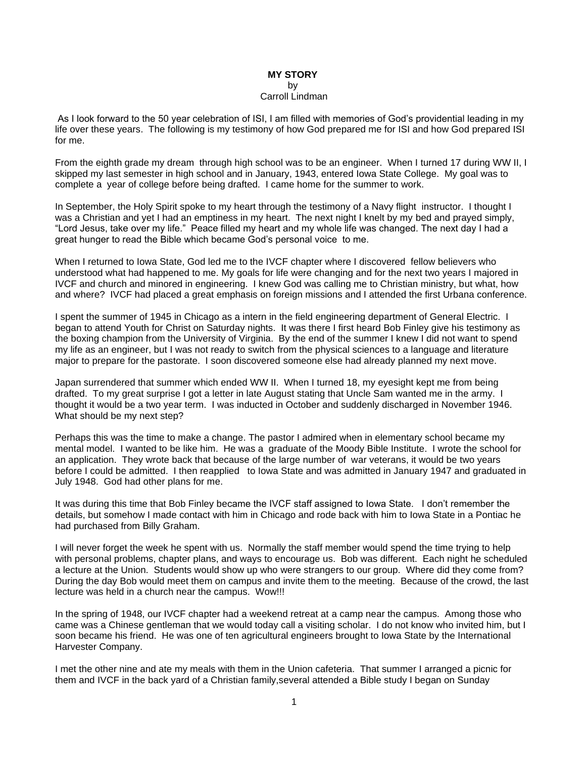**MY STORY**
by
Carroll Lindman

As I look forward to the 50 year celebration of ISI, I am filled with memories of God's providential leading in my life over these years. The following is my testimony of how God prepared me for ISI and how God prepared ISI for me.

From the eighth grade my dream through high school was to be an engineer. When I turned 17 during WW II, I skipped my last semester in high school and in January, 1943, entered Iowa State College. My goal was to complete a year of college before being drafted. I came home for the summer to work.

In September, the Holy Spirit spoke to my heart through the testimony of a Navy flight instructor. I thought I was a Christian and yet I had an emptiness in my heart. The next night I knelt by my bed and prayed simply, "Lord Jesus, take over my life." Peace filled my heart and my whole life was changed. The next day I had a great hunger to read the Bible which became God's personal voice to me.

When I returned to Iowa State, God led me to the IVCF chapter where I discovered fellow believers who understood what had happened to me. My goals for life were changing and for the next two years I majored in IVCF and church and minored in engineering. I knew God was calling me to Christian ministry, but what, how and where? IVCF had placed a great emphasis on foreign missions and I attended the first Urbana conference.

I spent the summer of 1945 in Chicago as a intern in the field engineering department of General Electric. I began to attend Youth for Christ on Saturday nights. It was there I first heard Bob Finley give his testimony as the boxing champion from the University of Virginia. By the end of the summer I knew I did not want to spend my life as an engineer, but I was not ready to switch from the physical sciences to a language and literature major to prepare for the pastorate. I soon discovered someone else had already planned my next move.

Japan surrendered that summer which ended WW II. When I turned 18, my eyesight kept me from being drafted. To my great surprise I got a letter in late August stating that Uncle Sam wanted me in the army. I thought it would be a two year term. I was inducted in October and suddenly discharged in November 1946. What should be my next step?

Perhaps this was the time to make a change. The pastor I admired when in elementary school became my mental model. I wanted to be like him. He was a graduate of the Moody Bible Institute. I wrote the school for an application. They wrote back that because of the large number of war veterans, it would be two years before I could be admitted. I then reapplied to Iowa State and was admitted in January 1947 and graduated in July 1948. God had other plans for me.

It was during this time that Bob Finley became the IVCF staff assigned to Iowa State. I don't remember the details, but somehow I made contact with him in Chicago and rode back with him to Iowa State in a Pontiac he had purchased from Billy Graham.

I will never forget the week he spent with us. Normally the staff member would spend the time trying to help with personal problems, chapter plans, and ways to encourage us. Bob was different. Each night he scheduled a lecture at the Union. Students would show up who were strangers to our group. Where did they come from? During the day Bob would meet them on campus and invite them to the meeting. Because of the crowd, the last lecture was held in a church near the campus. Wow!!!

In the spring of 1948, our IVCF chapter had a weekend retreat at a camp near the campus. Among those who came was a Chinese gentleman that we would today call a visiting scholar. I do not know who invited him, but I soon became his friend. He was one of ten agricultural engineers brought to Iowa State by the International Harvester Company.

I met the other nine and ate my meals with them in the Union cafeteria. That summer I arranged a picnic for them and IVCF in the back yard of a Christian family,several attended a Bible study I began on Sunday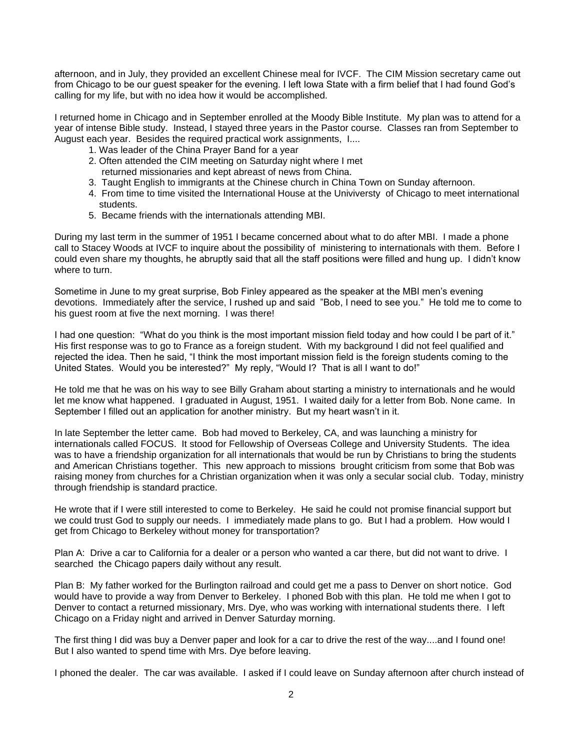afternoon, and in July, they provided an excellent Chinese meal for IVCF. The CIM Mission secretary came out from Chicago to be our guest speaker for the evening. I left Iowa State with a firm belief that I had found God's calling for my life, but with no idea how it would be accomplished.

I returned home in Chicago and in September enrolled at the Moody Bible Institute. My plan was to attend for a year of intense Bible study. Instead, I stayed three years in the Pastor course. Classes ran from September to August each year. Besides the required practical work assignments, I....

1. Was leader of the China Prayer Band for a year
2. Often attended the CIM meeting on Saturday night where I met returned missionaries and kept abreast of news from China.
3. Taught English to immigrants at the Chinese church in China Town on Sunday afternoon.
4. From time to time visited the International House at the Univiversty of Chicago to meet international students.
5. Became friends with the internationals attending MBI.

During my last term in the summer of 1951 I became concerned about what to do after MBI. I made a phone call to Stacey Woods at IVCF to inquire about the possibility of ministering to internationals with them. Before I could even share my thoughts, he abruptly said that all the staff positions were filled and hung up. I didn't know where to turn.

Sometime in June to my great surprise, Bob Finley appeared as the speaker at the MBI men's evening devotions. Immediately after the service, I rushed up and said "Bob, I need to see you." He told me to come to his guest room at five the next morning. I was there!

I had one question: "What do you think is the most important mission field today and how could I be part of it." His first response was to go to France as a foreign student. With my background I did not feel qualified and rejected the idea. Then he said, "I think the most important mission field is the foreign students coming to the United States. Would you be interested?" My reply, "Would I? That is all I want to do!"

He told me that he was on his way to see Billy Graham about starting a ministry to internationals and he would let me know what happened. I graduated in August, 1951. I waited daily for a letter from Bob. None came. In September I filled out an application for another ministry. But my heart wasn't in it.

In late September the letter came. Bob had moved to Berkeley, CA, and was launching a ministry for internationals called FOCUS. It stood for Fellowship of Overseas College and University Students. The idea was to have a friendship organization for all internationals that would be run by Christians to bring the students and American Christians together. This new approach to missions brought criticism from some that Bob was raising money from churches for a Christian organization when it was only a secular social club. Today, ministry through friendship is standard practice.

He wrote that if I were still interested to come to Berkeley. He said he could not promise financial support but we could trust God to supply our needs. I immediately made plans to go. But I had a problem. How would I get from Chicago to Berkeley without money for transportation?

Plan A: Drive a car to California for a dealer or a person who wanted a car there, but did not want to drive. I searched the Chicago papers daily without any result.

Plan B: My father worked for the Burlington railroad and could get me a pass to Denver on short notice. God would have to provide a way from Denver to Berkeley. I phoned Bob with this plan. He told me when I got to Denver to contact a returned missionary, Mrs. Dye, who was working with international students there. I left Chicago on a Friday night and arrived in Denver Saturday morning.

The first thing I did was buy a Denver paper and look for a car to drive the rest of the way....and I found one! But I also wanted to spend time with Mrs. Dye before leaving.

I phoned the dealer. The car was available. I asked if I could leave on Sunday afternoon after church instead of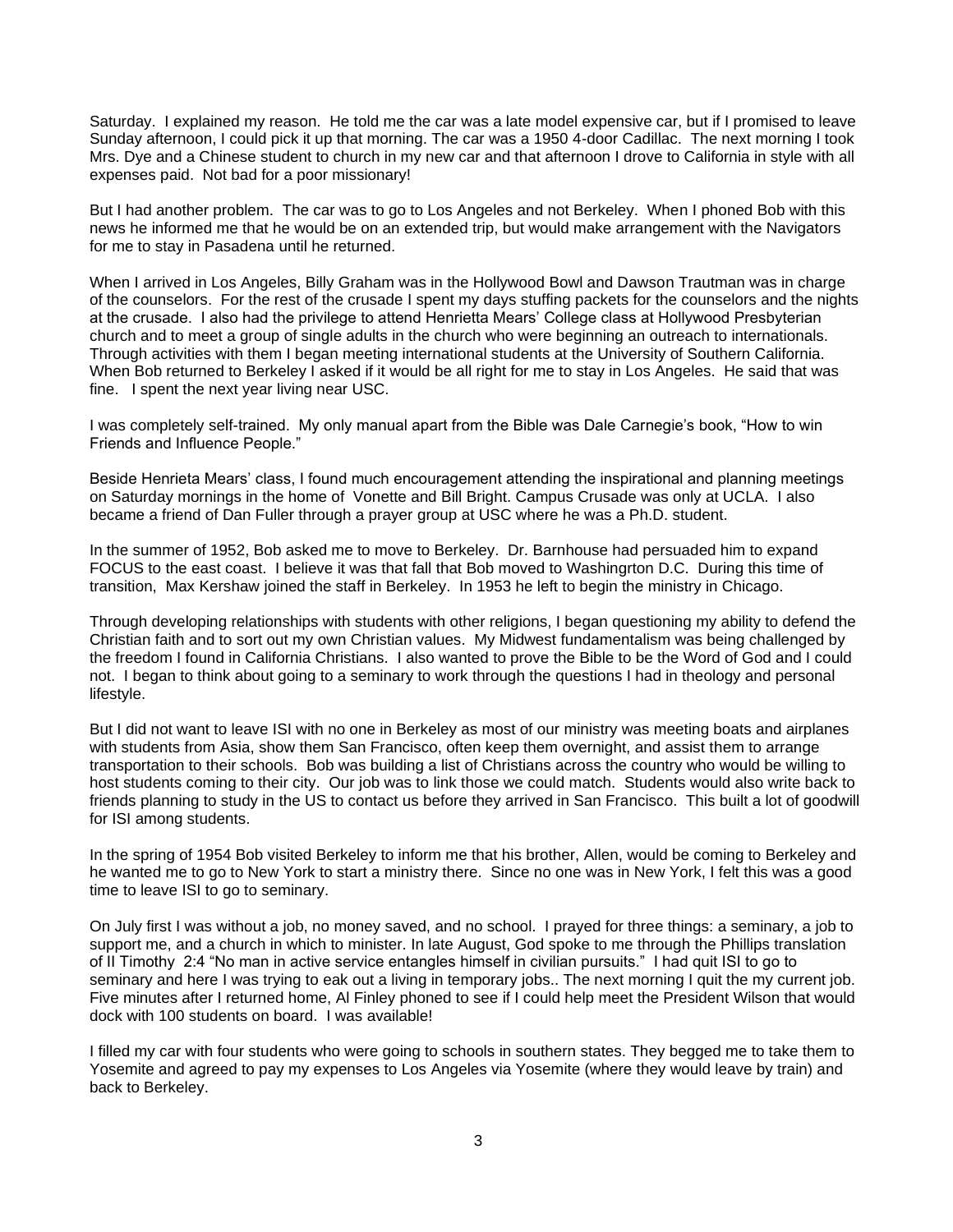Saturday. I explained my reason. He told me the car was a late model expensive car, but if I promised to leave Sunday afternoon, I could pick it up that morning. The car was a 1950 4-door Cadillac. The next morning I took Mrs. Dye and a Chinese student to church in my new car and that afternoon I drove to California in style with all expenses paid. Not bad for a poor missionary!

But I had another problem. The car was to go to Los Angeles and not Berkeley. When I phoned Bob with this news he informed me that he would be on an extended trip, but would make arrangement with the Navigators for me to stay in Pasadena until he returned.

When I arrived in Los Angeles, Billy Graham was in the Hollywood Bowl and Dawson Trautman was in charge of the counselors. For the rest of the crusade I spent my days stuffing packets for the counselors and the nights at the crusade. I also had the privilege to attend Henrietta Mears' College class at Hollywood Presbyterian church and to meet a group of single adults in the church who were beginning an outreach to internationals. Through activities with them I began meeting international students at the University of Southern California. When Bob returned to Berkeley I asked if it would be all right for me to stay in Los Angeles. He said that was fine. I spent the next year living near USC.

I was completely self-trained. My only manual apart from the Bible was Dale Carnegie's book, "How to win Friends and Influence People."

Beside Henrieta Mears' class, I found much encouragement attending the inspirational and planning meetings on Saturday mornings in the home of Vonette and Bill Bright. Campus Crusade was only at UCLA. I also became a friend of Dan Fuller through a prayer group at USC where he was a Ph.D. student.

In the summer of 1952, Bob asked me to move to Berkeley. Dr. Barnhouse had persuaded him to expand FOCUS to the east coast. I believe it was that fall that Bob moved to Washingrton D.C. During this time of transition, Max Kershaw joined the staff in Berkeley. In 1953 he left to begin the ministry in Chicago.

Through developing relationships with students with other religions, I began questioning my ability to defend the Christian faith and to sort out my own Christian values. My Midwest fundamentalism was being challenged by the freedom I found in California Christians. I also wanted to prove the Bible to be the Word of God and I could not. I began to think about going to a seminary to work through the questions I had in theology and personal lifestyle.

But I did not want to leave ISI with no one in Berkeley as most of our ministry was meeting boats and airplanes with students from Asia, show them San Francisco, often keep them overnight, and assist them to arrange transportation to their schools. Bob was building a list of Christians across the country who would be willing to host students coming to their city. Our job was to link those we could match. Students would also write back to friends planning to study in the US to contact us before they arrived in San Francisco. This built a lot of goodwill for ISI among students.

In the spring of 1954 Bob visited Berkeley to inform me that his brother, Allen, would be coming to Berkeley and he wanted me to go to New York to start a ministry there. Since no one was in New York, I felt this was a good time to leave ISI to go to seminary.

On July first I was without a job, no money saved, and no school. I prayed for three things: a seminary, a job to support me, and a church in which to minister. In late August, God spoke to me through the Phillips translation of II Timothy 2:4 "No man in active service entangles himself in civilian pursuits." I had quit ISI to go to seminary and here I was trying to eak out a living in temporary jobs.. The next morning I quit the my current job. Five minutes after I returned home, Al Finley phoned to see if I could help meet the President Wilson that would dock with 100 students on board. I was available!

I filled my car with four students who were going to schools in southern states. They begged me to take them to Yosemite and agreed to pay my expenses to Los Angeles via Yosemite (where they would leave by train) and back to Berkeley.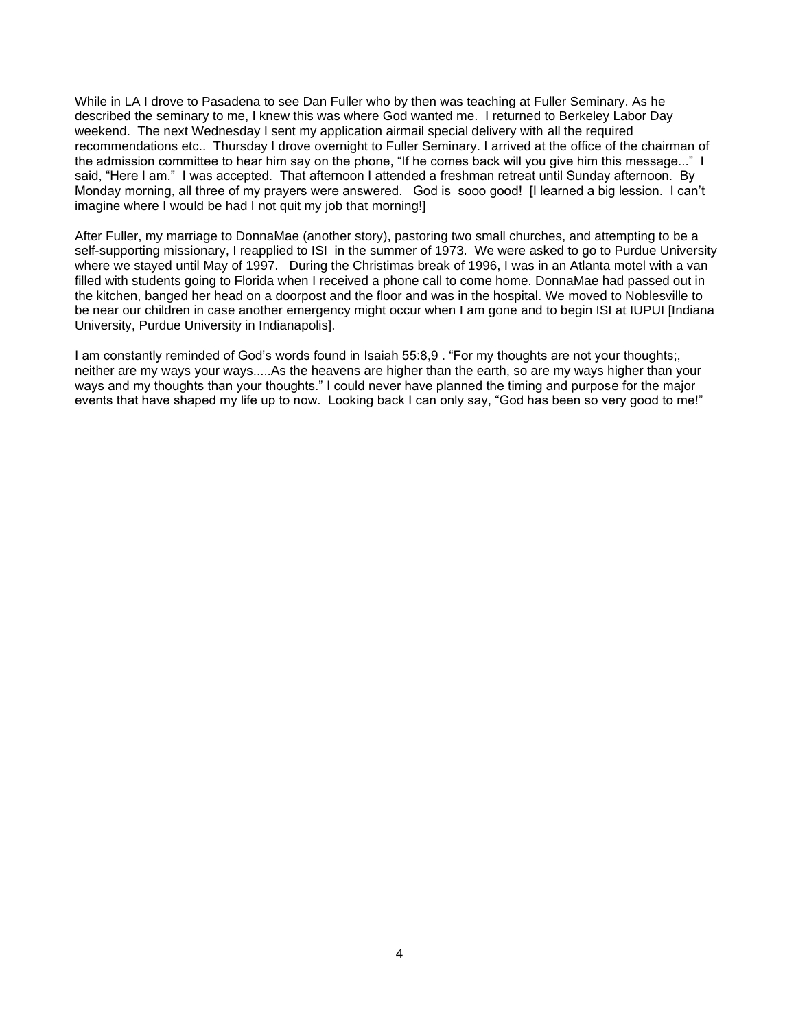While in LA I drove to Pasadena to see Dan Fuller who by then was teaching at Fuller Seminary. As he described the seminary to me, I knew this was where God wanted me. I returned to Berkeley Labor Day weekend. The next Wednesday I sent my application airmail special delivery with all the required recommendations etc.. Thursday I drove overnight to Fuller Seminary. I arrived at the office of the chairman of the admission committee to hear him say on the phone, "If he comes back will you give him this message..." I said, "Here I am." I was accepted. That afternoon I attended a freshman retreat until Sunday afternoon. By Monday morning, all three of my prayers were answered. God is sooo good! [I learned a big lession. I can't imagine where I would be had I not quit my job that morning!]

After Fuller, my marriage to DonnaMae (another story), pastoring two small churches, and attempting to be a self-supporting missionary, I reapplied to ISI in the summer of 1973. We were asked to go to Purdue University where we stayed until May of 1997. During the Christmas break of 1996, I was in an Atlanta motel with a van filled with students going to Florida when I received a phone call to come home. DonnaMae had passed out in the kitchen, banged her head on a doorpost and the floor and was in the hospital. We moved to Noblesville to be near our children in case another emergency might occur when I am gone and to begin ISI at IUPUI [Indiana University, Purdue University in Indianapolis].

I am constantly reminded of God's words found in Isaiah 55:8,9 . "For my thoughts are not your thoughts;, neither are my ways your ways.....As the heavens are higher than the earth, so are my ways higher than your ways and my thoughts than your thoughts." I could never have planned the timing and purpose for the major events that have shaped my life up to now. Looking back I can only say, "God has been so very good to me!"